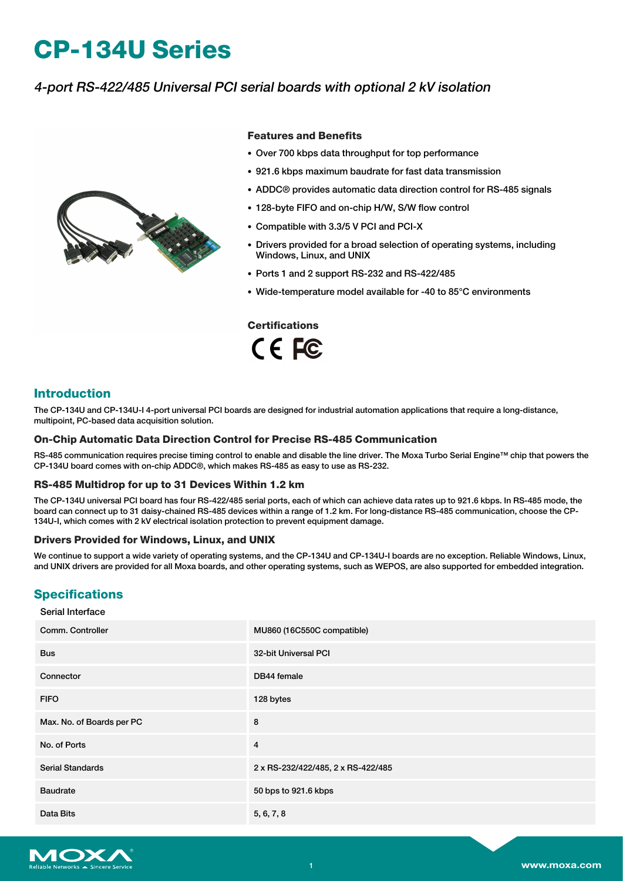# CP-134U Series

*4-port RS-422/485 Universal PCI serial boards with optional 2 kV isolation*

### Features and Benefits

- Over 700 kbps data throughput for top performance
- 921.6 kbps maximum baudrate for fast data transmission
- ADDC® provides automatic data direction control for RS-485 signals
- 128-byte FIFO and on-chip H/W, S/W flow control
- Compatible with 3.3/5 V PCI and PCI-X
- Drivers provided for a broad selection of operating systems, including Windows, Linux, and UNIX
- Ports 1 and 2 support RS-232 and RS-422/485
- Wide-temperature model available for -40 to 85°C environments

### Certifications

## Introduction

The CP-134U and CP-134U-I 4-port universal PCI boards are designed for industrial automation applications that require a long-distance, multipoint, PC-based data acquisition solution.

### On-Chip Automatic Data Direction Control for Precise RS-485 Communication

RS-485 communication requires precise timing control to enable and disable the line driver. The Moxa Turbo Serial Engine™ chip that powers the CP-134U board comes with on-chip ADDC®, which makes RS-485 as easy to use as RS-232.

### RS-485 Multidrop for up to 31 Devices Within 1.2 km

The CP-134U universal PCI board has four RS-422/485 serial ports, each of which can achieve data rates up to 921.6 kbps. In RS-485 mode, the board can connect up to 31 daisy-chained RS-485 devices within a range of 1.2 km. For long-distance RS-485 communication, choose the CP-134U-I, which comes with 2 kV electrical isolation protection to prevent equipment damage.

### Drivers Provided for Windows, Linux, and UNIX

We continue to support a wide variety of operating systems, and the CP-134U and CP-134U-I boards are no exception. Reliable Windows, Linux, and UNIX drivers are provided for all Moxa boards, and other operating systems, such as WEPOS, are also supported for embedded integration.

## Specifications

Serial Interface

| | |
|---|---|
| Comm. Controller | MU860 (16C550C compatible) |
| Bus | 32-bit Universal PCI |
| Connector | DB44 female |
| FIFO | 128 bytes |
| Max. No. of Boards per PC | 8 |
| No. of Ports | 4 |
| Serial Standards | 2 x RS-232/422/485, 2 x RS-422/485 |
| Baudrate | 50 bps to 921.6 kbps |
| Data Bits | 5, 6, 7, 8 |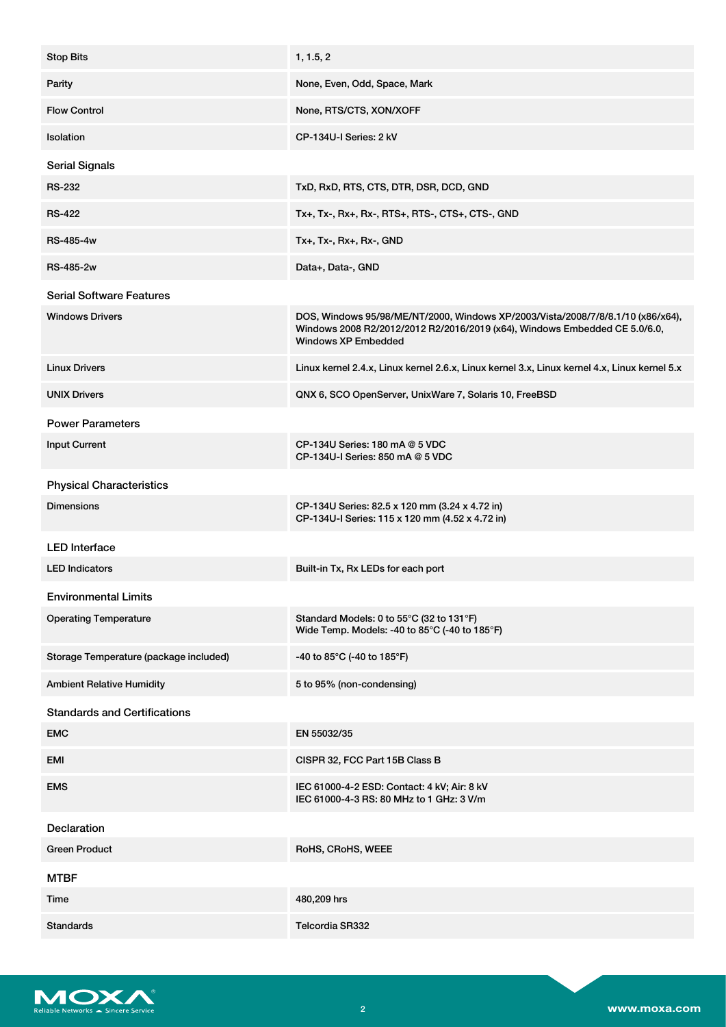| | |
|---|---|
| Stop Bits | 1, 1.5, 2 |
| Parity | None, Even, Odd, Space, Mark |
| Flow Control | None, RTS/CTS, XON/XOFF |
| Isolation | CP-134U-I Series: 2 kV |

## Serial Signals

| | |
|---|---|
| RS-232 | TxD, RxD, RTS, CTS, DTR, DSR, DCD, GND |
| RS-422 | Tx+, Tx-, Rx+, Rx-, RTS+, RTS-, CTS+, CTS-, GND |
| RS-485-4w | Tx+, Tx-, Rx+, Rx-, GND |
| RS-485-2w | Data+, Data-, GND |

## Serial Software Features

| | |
|---|---|
| Windows Drivers | DOS, Windows 95/98/ME/NT/2000, Windows XP/2003/Vista/2008/7/8/8.1/10 (x86/x64), Windows 2008 R2/2012/2012 R2/2016/2019 (x64), Windows Embedded CE 5.0/6.0, Windows XP Embedded |
| Linux Drivers | Linux kernel 2.4.x, Linux kernel 2.6.x, Linux kernel 3.x, Linux kernel 4.x, Linux kernel 5.x |
| UNIX Drivers | QNX 6, SCO OpenServer, UnixWare 7, Solaris 10, FreeBSD |

## Power Parameters

| | |
|---|---|
| Input Current | CP-134U Series: 180 mA @ 5 VDC<br>CP-134U-I Series: 850 mA @ 5 VDC |

## Physical Characteristics

| | |
|---|---|
| Dimensions | CP-134U Series: 82.5 x 120 mm (3.24 x 4.72 in)<br>CP-134U-I Series: 115 x 120 mm (4.52 x 4.72 in) |

## LED Interface

| | |
|---|---|
| LED Indicators | Built-in Tx, Rx LEDs for each port |

## Environmental Limits

| | |
|---|---|
| Operating Temperature | Standard Models: 0 to 55°C (32 to 131°F)<br>Wide Temp. Models: -40 to 85°C (-40 to 185°F) |
| Storage Temperature (package included) | -40 to 85°C (-40 to 185°F) |
| Ambient Relative Humidity | 5 to 95% (non-condensing) |

## Standards and Certifications

| | |
|---|---|
| EMC | EN 55032/35 |
| EMI | CISPR 32, FCC Part 15B Class B |
| EMS | IEC 61000-4-2 ESD: Contact: 4 kV; Air: 8 kV<br>IEC 61000-4-3 RS: 80 MHz to 1 GHz: 3 V/m |

## Declaration

| | |
|---|---|
| Green Product | RoHS, CRoHS, WEEE |

## MTBF

| | |
|---|---|
| Time | 480,209 hrs |
| Standards | Telcordia SR332 |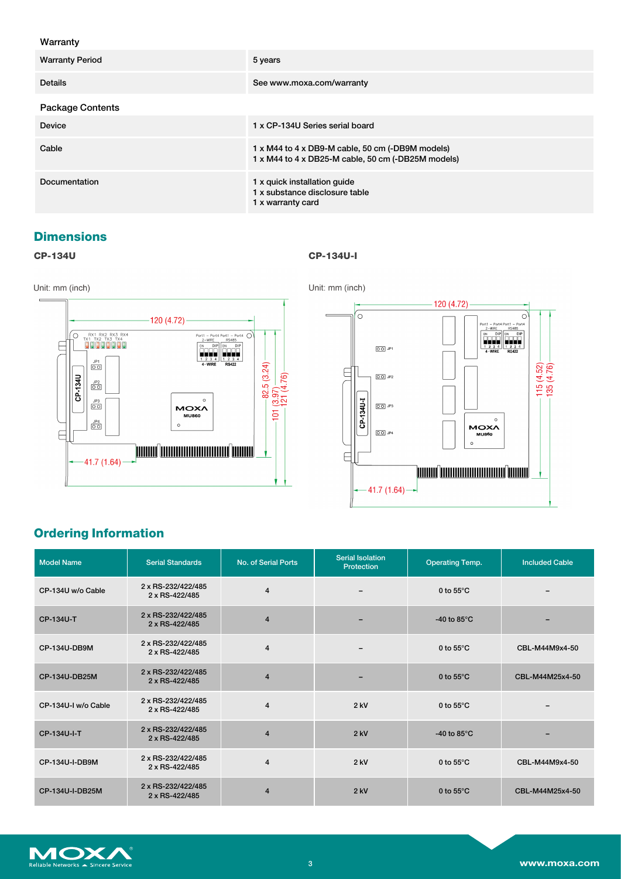### Warranty

| | |
|---|---|
| Warranty Period | 5 years |
| Details | See www.moxa.com/warranty |

### Package Contents

| | |
|---|---|
| Device | 1 x CP-134U Series serial board |
| Cable | 1 x M44 to 4 x DB9-M cable, 50 cm (-DB9M models)<br>1 x M44 to 4 x DB25-M cable, 50 cm (-DB25M models) |
| Documentation | 1 x quick installation guide<br>1 x substance disclosure table<br>1 x warranty card |

## Dimensions

**CP-134U**

Unit: mm (inch)

**CP-134U-I**

Unit: mm (inch)

## Ordering Information

| Model Name | Serial Standards | No. of Serial Ports | Serial Isolation Protection | Operating Temp. | Included Cable |
|---|---|---|---|---|---|
| CP-134U w/o Cable | 2 x RS-232/422/485<br>2 x RS-422/485 | 4 | – | 0 to 55°C | – |
| CP-134U-T | 2 x RS-232/422/485<br>2 x RS-422/485 | 4 | – | -40 to 85°C | – |
| CP-134U-DB9M | 2 x RS-232/422/485<br>2 x RS-422/485 | 4 | – | 0 to 55°C | CBL-M44M9x4-50 |
| CP-134U-DB25M | 2 x RS-232/422/485<br>2 x RS-422/485 | 4 | – | 0 to 55°C | CBL-M44M25x4-50 |
| CP-134U-I w/o Cable | 2 x RS-232/422/485<br>2 x RS-422/485 | 4 | 2 kV | 0 to 55°C | – |
| CP-134U-I-T | 2 x RS-232/422/485<br>2 x RS-422/485 | 4 | 2 kV | -40 to 85°C | – |
| CP-134U-I-DB9M | 2 x RS-232/422/485<br>2 x RS-422/485 | 4 | 2 kV | 0 to 55°C | CBL-M44M9x4-50 |
| CP-134U-I-DB25M | 2 x RS-232/422/485<br>2 x RS-422/485 | 4 | 2 kV | 0 to 55°C | CBL-M44M25x4-50 |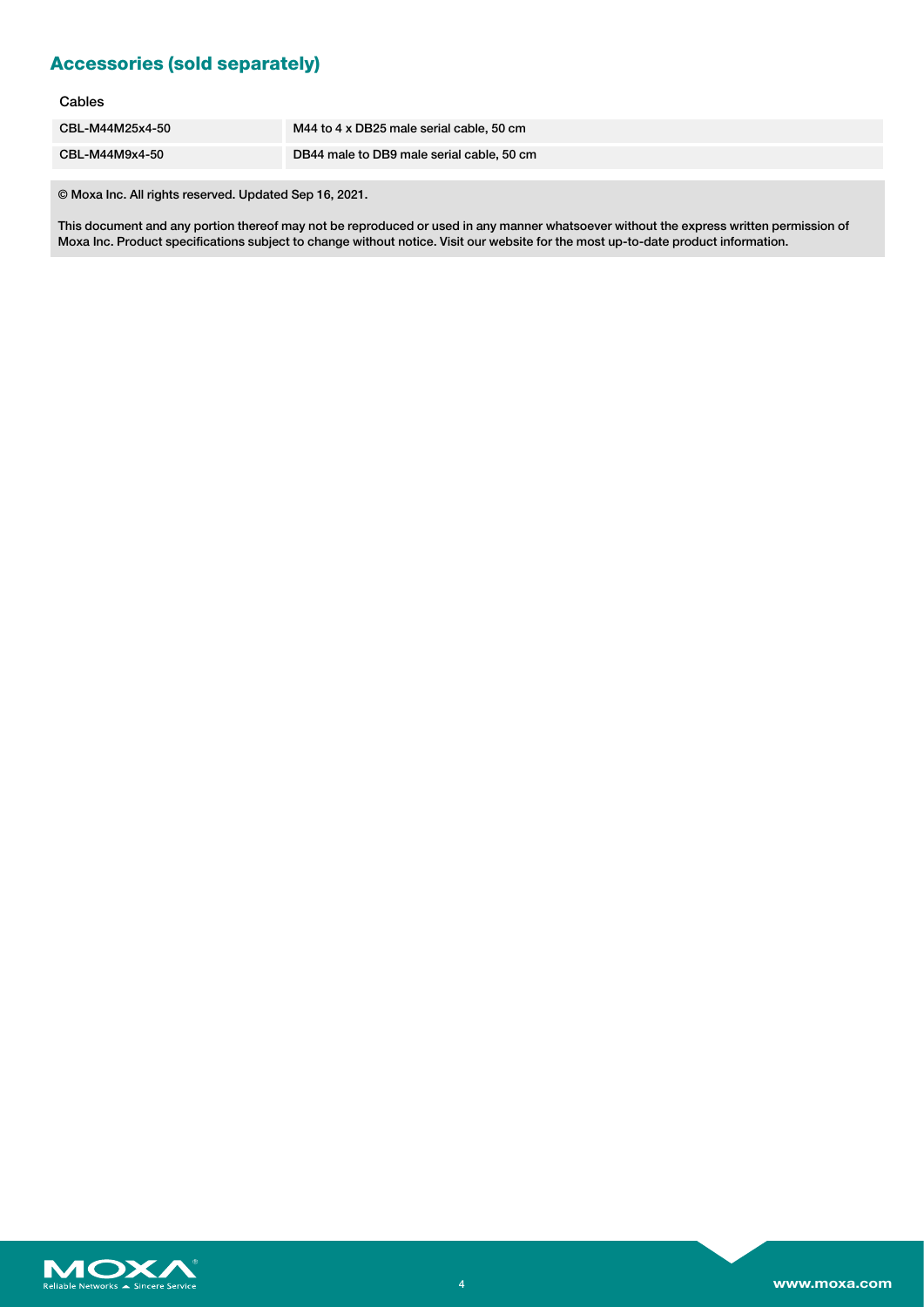## Accessories (sold separately)

Cables

| | |
|---|---|
| CBL-M44M25x4-50 | M44 to 4 x DB25 male serial cable, 50 cm |
| CBL-M44M9x4-50 | DB44 male to DB9 male serial cable, 50 cm |

© Moxa Inc. All rights reserved. Updated Sep 16, 2021.

This document and any portion thereof may not be reproduced or used in any manner whatsoever without the express written permission of Moxa Inc. Product specifications subject to change without notice. Visit our website for the most up-to-date product information.